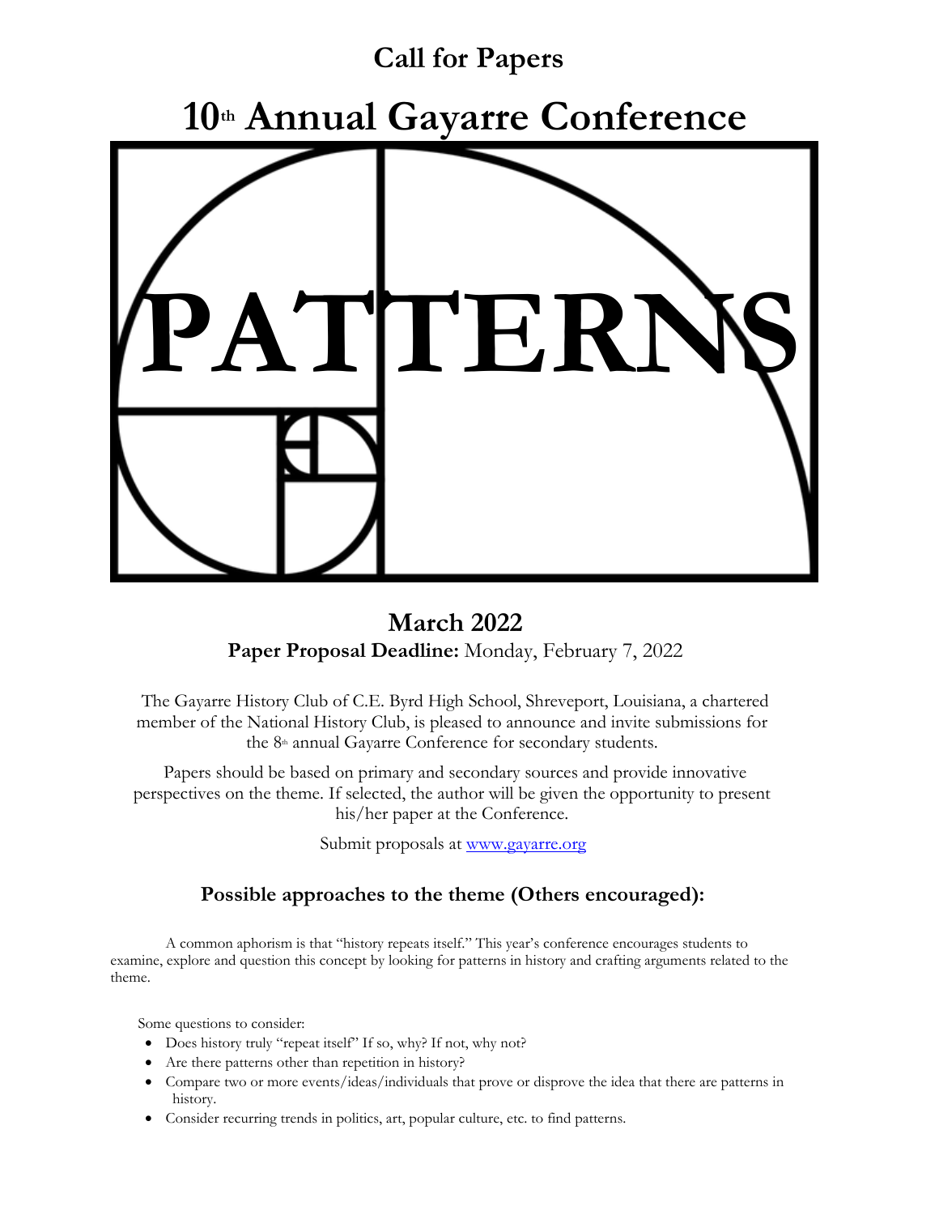# Call for Papers

# 10th Annual Gayarre Conference

# PATTERNS

## March 2022

**Paper Proposal Deadline:** Monday, February 7, 2022

The Gayarre History Club of C.E. Byrd High School, Shreveport, Louisiana, a chartered member of the National History Club, is pleased to announce and invite submissions for the 8th annual Gayarre Conference for secondary students.

Papers should be based on primary and secondary sources and provide innovative perspectives on the theme. If selected, the author will be given the opportunity to present his/her paper at the Conference.

Submit proposals at [www.gayarre.org](http://www.gayarre.org)

### Possible approaches to the theme (Others encouraged):

A common aphorism is that "history repeats itself." This year's conference encourages students to examine, explore and question this concept by looking for patterns in history and crafting arguments related to the theme.

Some questions to consider:

- Does history truly "repeat itself" If so, why? If not, why not?
- Are there patterns other than repetition in history?
- Compare two or more events/ideas/individuals that prove or disprove the idea that there are patterns in history.
- Consider recurring trends in politics, art, popular culture, etc. to find patterns.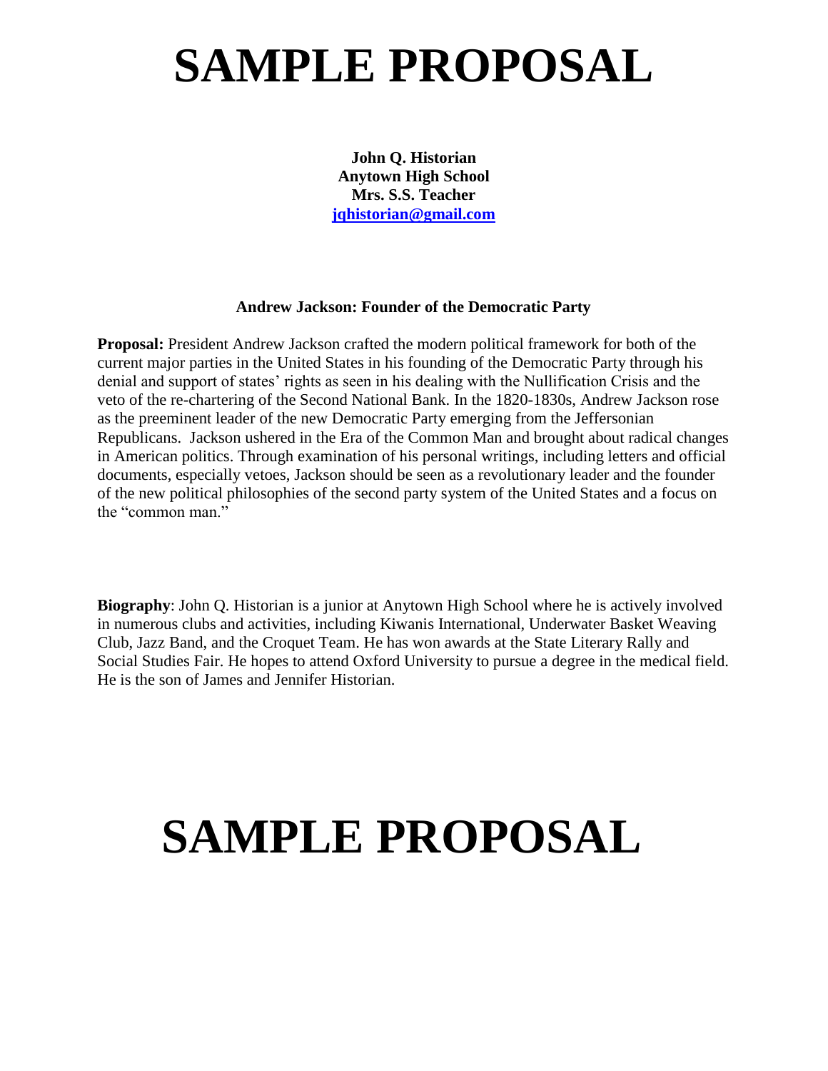# SAMPLE PROPOSAL

**John Q. Historian**
**Anytown High School**
**Mrs. S.S. Teacher**
**jqhistorian@gmail.com**

**Andrew Jackson: Founder of the Democratic Party**

**Proposal:** President Andrew Jackson crafted the modern political framework for both of the current major parties in the United States in his founding of the Democratic Party through his denial and support of states' rights as seen in his dealing with the Nullification Crisis and the veto of the re-chartering of the Second National Bank. In the 1820-1830s, Andrew Jackson rose as the preeminent leader of the new Democratic Party emerging from the Jeffersonian Republicans. Jackson ushered in the Era of the Common Man and brought about radical changes in American politics. Through examination of his personal writings, including letters and official documents, especially vetoes, Jackson should be seen as a revolutionary leader and the founder of the new political philosophies of the second party system of the United States and a focus on the "common man."

**Biography**: John Q. Historian is a junior at Anytown High School where he is actively involved in numerous clubs and activities, including Kiwanis International, Underwater Basket Weaving Club, Jazz Band, and the Croquet Team. He has won awards at the State Literary Rally and Social Studies Fair. He hopes to attend Oxford University to pursue a degree in the medical field. He is the son of James and Jennifer Historian.

# SAMPLE PROPOSAL